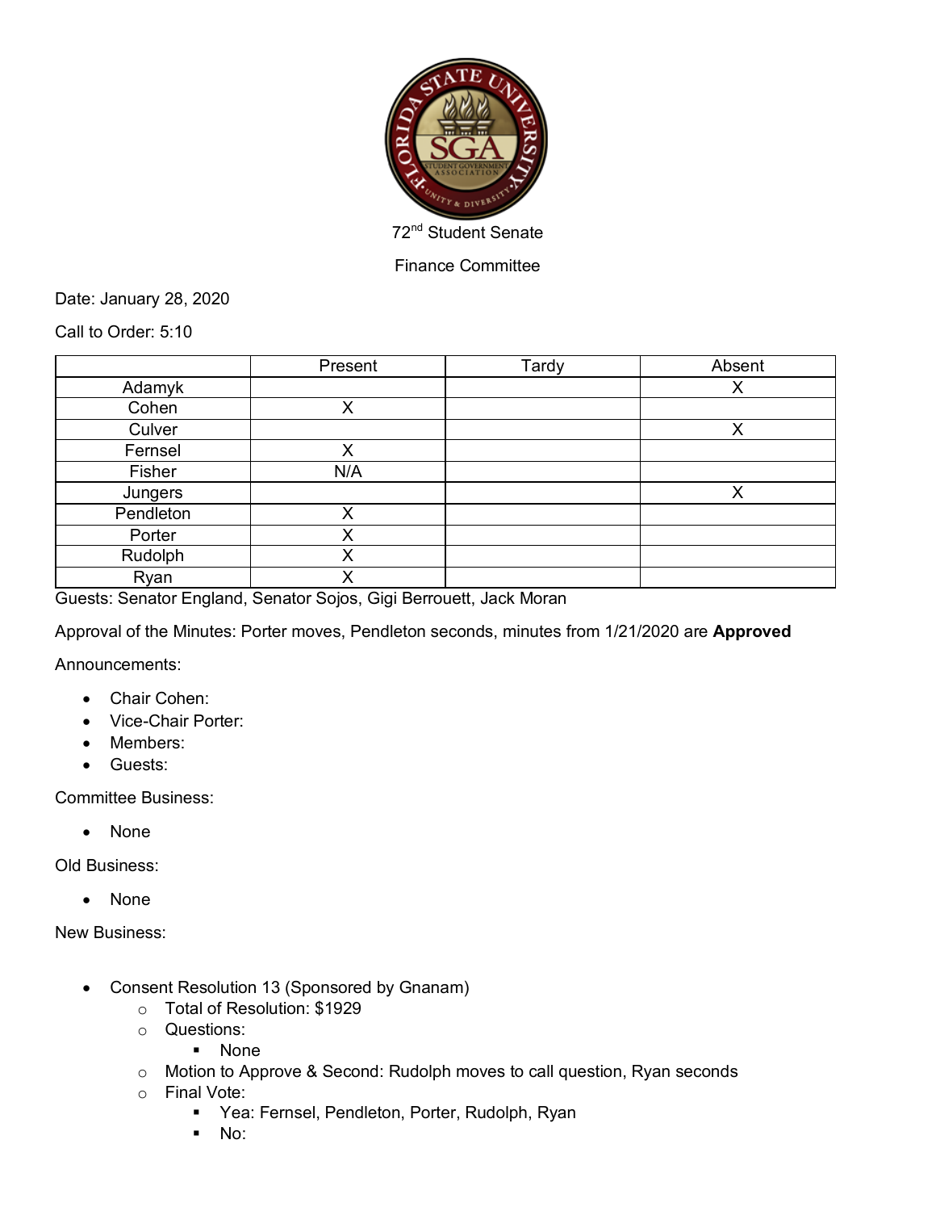72nd Student Senate

Finance Committee

Date: January 28, 2020

Call to Order: 5:10

| | Present | Tardy | Absent |
|---|---|---|---|
| Adamyk | | | X |
| Cohen | X | | |
| Culver | | | X |
| Fernsel | X | | |
| Fisher | N/A | | |
| Jungers | | | X |
| Pendleton | X | | |
| Porter | X | | |
| Rudolph | X | | |
| Ryan | X | | |

Guests: Senator England, Senator Sojos, Gigi Berrouett, Jack Moran

Approval of the Minutes: Porter moves, Pendleton seconds, minutes from 1/21/2020 are **Approved**

Announcements:

- Chair Cohen:
- Vice-Chair Porter:
- Members:
- Guests:

Committee Business:

- None

Old Business:

- None

New Business:

- Consent Resolution 13 (Sponsored by Gnanam)
  - Total of Resolution: $1929
  - Questions:
    - None
  - Motion to Approve & Second: Rudolph moves to call question, Ryan seconds
  - Final Vote:
    - Yea: Fernsel, Pendleton, Porter, Rudolph, Ryan
    - No: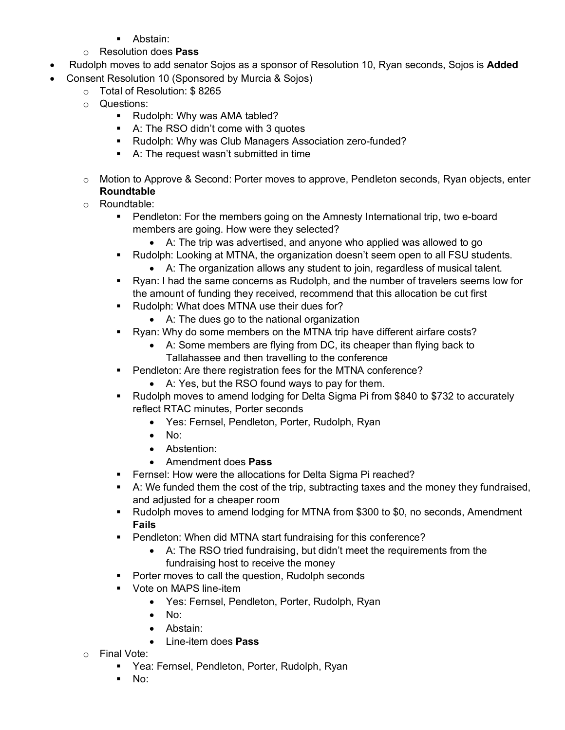- Abstain:
    - Resolution does **Pass**
- Rudolph moves to add senator Sojos as a sponsor of Resolution 10, Ryan seconds, Sojos is **Added**
- Consent Resolution 10 (Sponsored by Murcia & Sojos)
    - Total of Resolution: $ 8265
    - Questions:
        - Rudolph: Why was AMA tabled?
        - A: The RSO didn't come with 3 quotes
        - Rudolph: Why was Club Managers Association zero-funded?
        - A: The request wasn't submitted in time
    - Motion to Approve & Second: Porter moves to approve, Pendleton seconds, Ryan objects, enter **Roundtable**
    - Roundtable:
        - Pendleton: For the members going on the Amnesty International trip, two e-board members are going. How were they selected?
            - A: The trip was advertised, and anyone who applied was allowed to go
        - Rudolph: Looking at MTNA, the organization doesn't seem open to all FSU students.
            - A: The organization allows any student to join, regardless of musical talent.
        - Ryan: I had the same concerns as Rudolph, and the number of travelers seems low for the amount of funding they received, recommend that this allocation be cut first
        - Rudolph: What does MTNA use their dues for?
            - A: The dues go to the national organization
        - Ryan: Why do some members on the MTNA trip have different airfare costs?
            - A: Some members are flying from DC, its cheaper than flying back to Tallahassee and then travelling to the conference
        - Pendleton: Are there registration fees for the MTNA conference?
            - A: Yes, but the RSO found ways to pay for them.
        - Rudolph moves to amend lodging for Delta Sigma Pi from $840 to $732 to accurately reflect RTAC minutes, Porter seconds
            - Yes: Fernsel, Pendleton, Porter, Rudolph, Ryan
            - No:
            - Abstention:
            - Amendment does **Pass**
        - Fernsel: How were the allocations for Delta Sigma Pi reached?
        - A: We funded them the cost of the trip, subtracting taxes and the money they fundraised, and adjusted for a cheaper room
        - Rudolph moves to amend lodging for MTNA from $300 to $0, no seconds, Amendment **Fails**
        - Pendleton: When did MTNA start fundraising for this conference?
            - A: The RSO tried fundraising, but didn't meet the requirements from the fundraising host to receive the money
        - Porter moves to call the question, Rudolph seconds
        - Vote on MAPS line-item
            - Yes: Fernsel, Pendleton, Porter, Rudolph, Ryan
            - No:
            - Abstain:
            - Line-item does **Pass**
    - Final Vote:
        - Yea: Fernsel, Pendleton, Porter, Rudolph, Ryan
        - No: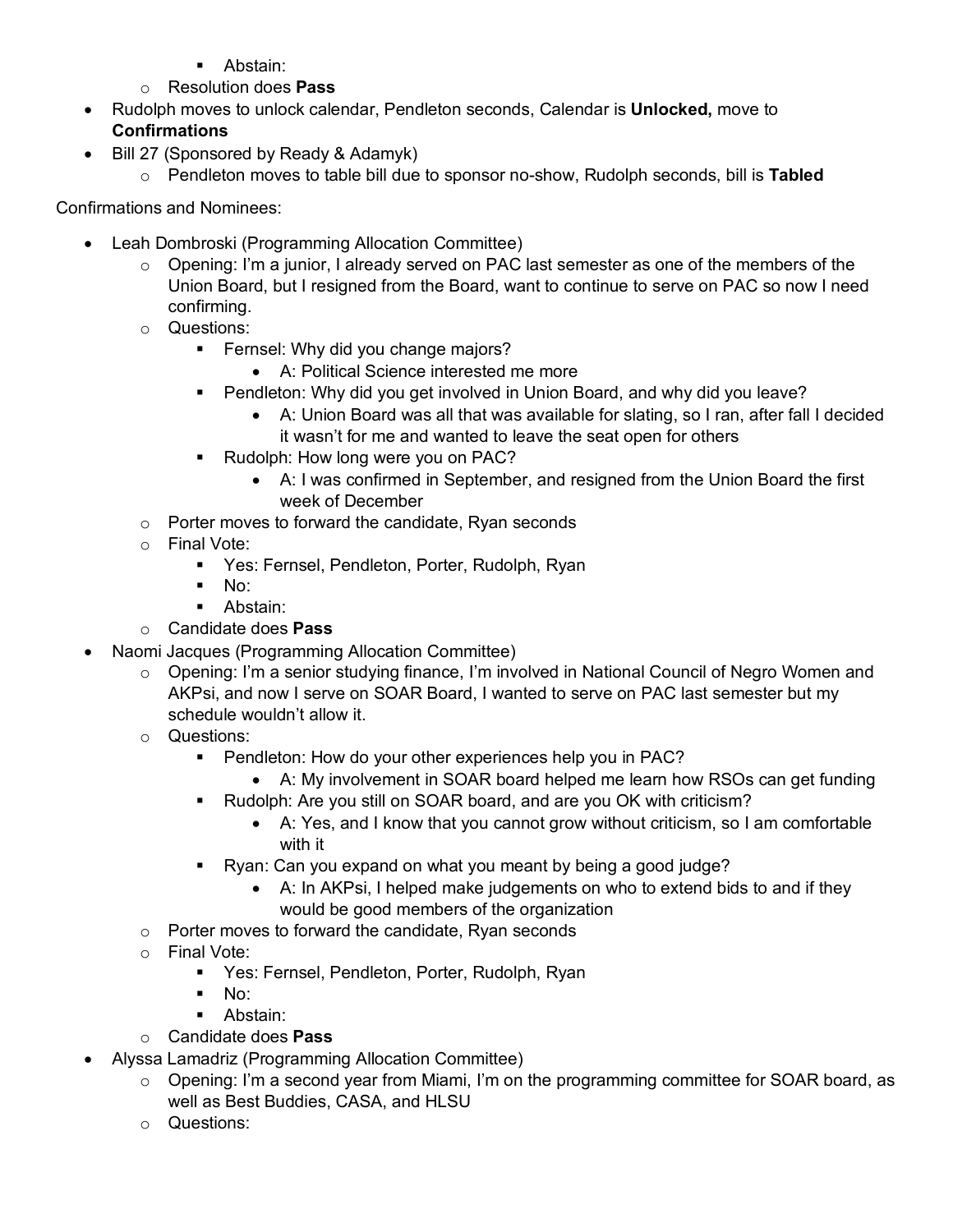- Abstain:
    - Resolution does **Pass**
- Rudolph moves to unlock calendar, Pendleton seconds, Calendar is **Unlocked,** move to **Confirmations**
- Bill 27 (Sponsored by Ready & Adamyk)
    - Pendleton moves to table bill due to sponsor no-show, Rudolph seconds, bill is **Tabled**

Confirmations and Nominees:

- Leah Dombroski (Programming Allocation Committee)
    - Opening: I'm a junior, I already served on PAC last semester as one of the members of the Union Board, but I resigned from the Board, want to continue to serve on PAC so now I need confirming.
    - Questions:
        - Fernsel: Why did you change majors?
            - A: Political Science interested me more
        - Pendleton: Why did you get involved in Union Board, and why did you leave?
            - A: Union Board was all that was available for slating, so I ran, after fall I decided it wasn't for me and wanted to leave the seat open for others
        - Rudolph: How long were you on PAC?
            - A: I was confirmed in September, and resigned from the Union Board the first week of December
    - Porter moves to forward the candidate, Ryan seconds
    - Final Vote:
        - Yes: Fernsel, Pendleton, Porter, Rudolph, Ryan
        - No:
        - Abstain:
    - Candidate does **Pass**
- Naomi Jacques (Programming Allocation Committee)
    - Opening: I'm a senior studying finance, I'm involved in National Council of Negro Women and AKPsi, and now I serve on SOAR Board, I wanted to serve on PAC last semester but my schedule wouldn't allow it.
    - Questions:
        - Pendleton: How do your other experiences help you in PAC?
            - A: My involvement in SOAR board helped me learn how RSOs can get funding
        - Rudolph: Are you still on SOAR board, and are you OK with criticism?
            - A: Yes, and I know that you cannot grow without criticism, so I am comfortable with it
        - Ryan: Can you expand on what you meant by being a good judge?
            - A: In AKPsi, I helped make judgements on who to extend bids to and if they would be good members of the organization
    - Porter moves to forward the candidate, Ryan seconds
    - Final Vote:
        - Yes: Fernsel, Pendleton, Porter, Rudolph, Ryan
        - No:
        - Abstain:
    - Candidate does **Pass**
- Alyssa Lamadriz (Programming Allocation Committee)
    - Opening: I'm a second year from Miami, I'm on the programming committee for SOAR board, as well as Best Buddies, CASA, and HLSU
    - Questions: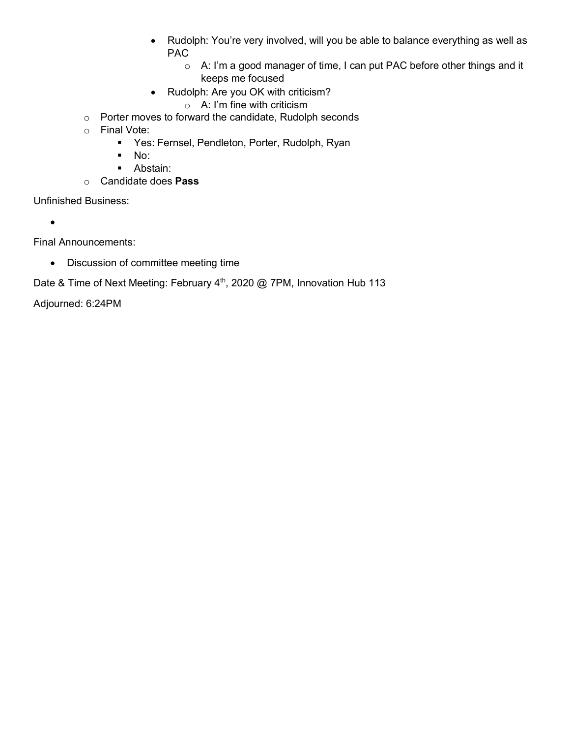- Rudolph: You're very involved, will you be able to balance everything as well as PAC
            - A: I'm a good manager of time, I can put PAC before other things and it keeps me focused
        - Rudolph: Are you OK with criticism?
            - A: I'm fine with criticism
    - Porter moves to forward the candidate, Rudolph seconds
    - Final Vote:
        - Yes: Fernsel, Pendleton, Porter, Rudolph, Ryan
        - No:
        - Abstain:
    - Candidate does **Pass**

Unfinished Business:

-

Final Announcements:

- Discussion of committee meeting time

Date & Time of Next Meeting: February 4th, 2020 @ 7PM, Innovation Hub 113

Adjourned: 6:24PM